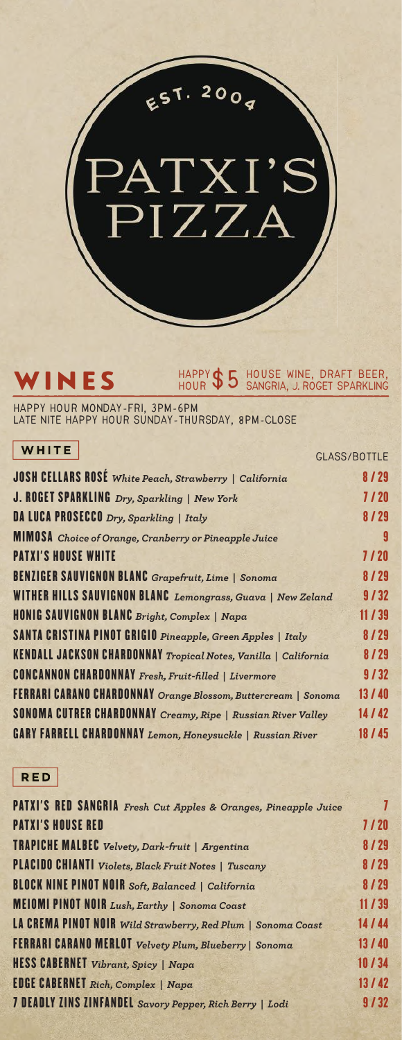# EST. 2004 PATXI'S PIZZA

## WINES

HAPPY HOUR $5 HOUSE WINE, DRAFT BEER, SANGRIA, J. ROGET SPARKLING

HAPPY HOUR MONDAY-FRI, 3PM-6PM
LATE NITE HAPPY HOUR SUNDAY-THURSDAY, 8PM-CLOSE

### WHITE

| Wine | GLASS/BOTTLE |
|---|---|
| **JOSH CELLARS ROSÉ** *White Peach, Strawberry \| California* | 8 / 29 |
| **J. ROGET SPARKLING** *Dry, Sparkling \| New York* | 7 / 20 |
| **DA LUCA PROSECCO** *Dry, Sparkling \| Italy* | 8 / 29 |
| **MIMOSA** *Choice of Orange, Cranberry or Pineapple Juice* | 9 |
| **PATXI'S HOUSE WHITE** | 7 / 20 |
| **BENZIGER SAUVIGNON BLANC** *Grapefruit, Lime \| Sonoma* | 8 / 29 |
| **WITHER HILLS SAUVIGNON BLANC** *Lemongrass, Guava \| New Zeland* | 9 / 32 |
| **HONIG SAUVIGNON BLANC** *Bright, Complex \| Napa* | 11 / 39 |
| **SANTA CRISTINA PINOT GRIGIO** *Pineapple, Green Apples \| Italy* | 8 / 29 |
| **KENDALL JACKSON CHARDONNAY** *Tropical Notes, Vanilla \| California* | 8 / 29 |
| **CONCANNON CHARDONNAY** *Fresh, Fruit-filled \| Livermore* | 9 / 32 |
| **FERRARI CARANO CHARDONNAY** *Orange Blossom, Buttercream \| Sonoma* | 13 / 40 |
| **SONOMA CUTRER CHARDONNAY** *Creamy, Ripe \| Russian River Valley* | 14 / 42 |
| **GARY FARRELL CHARDONNAY** *Lemon, Honeysuckle \| Russian River* | 18 / 45 |

### RED

| Wine | GLASS/BOTTLE |
|---|---|
| **PATXI'S RED SANGRIA** *Fresh Cut Apples & Oranges, Pineapple Juice* | 7 |
| **PATXI'S HOUSE RED** | 7 / 20 |
| **TRAPICHE MALBEC** *Velvety, Dark-fruit \| Argentina* | 8 / 29 |
| **PLACIDO CHIANTI** *Violets, Black Fruit Notes \| Tuscany* | 8 / 29 |
| **BLOCK NINE PINOT NOIR** *Soft, Balanced \| California* | 8 / 29 |
| **MEIOMI PINOT NOIR** *Lush, Earthy \| Sonoma Coast* | 11 / 39 |
| **LA CREMA PINOT NOIR** *Wild Strawberry, Red Plum \| Sonoma Coast* | 14 / 44 |
| **FERRARI CARANO MERLOT** *Velvety Plum, Blueberry \| Sonoma* | 13 / 40 |
| **HESS CABERNET** *Vibrant, Spicy \| Napa* | 10 / 34 |
| **EDGE CABERNET** *Rich, Complex \| Napa* | 13 / 42 |
| **7 DEADLY ZINS ZINFANDEL** *Savory Pepper, Rich Berry \| Lodi* | 9 / 32 |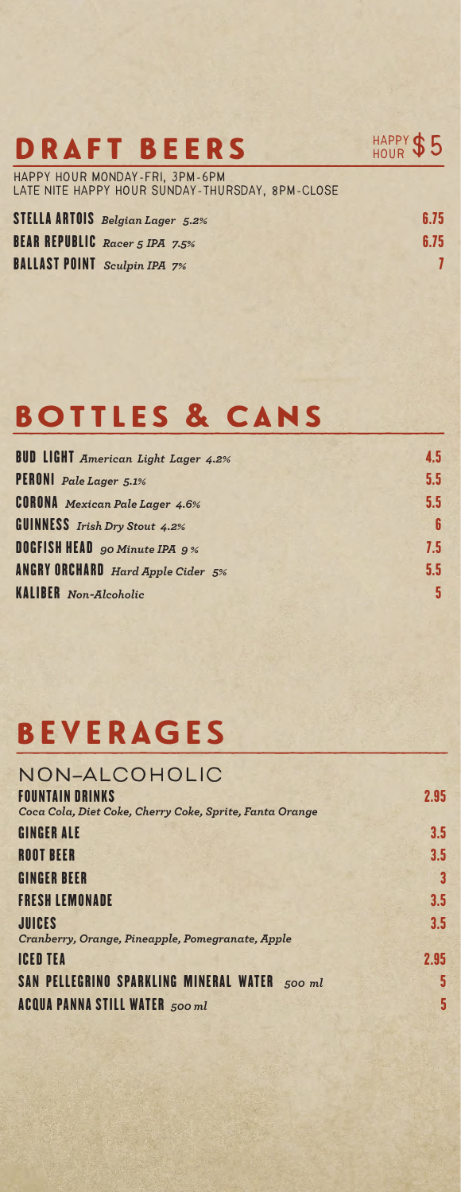# DRAFT BEERS

HAPPY HOUR $5

HAPPY HOUR MONDAY-FRI, 3PM-6PM
LATE NITE HAPPY HOUR SUNDAY-THURSDAY, 8PM-CLOSE

| | |
|---|---|
| **STELLA ARTOIS** *Belgian Lager 5.2%* | 6.75 |
| **BEAR REPUBLIC** *Racer 5 IPA 7.5%* | 6.75 |
| **BALLAST POINT** *Sculpin IPA 7%* | 7 |

# BOTTLES & CANS

| | |
|---|---|
| **BUD LIGHT** *American Light Lager 4.2%* | 4.5 |
| **PERONI** *Pale Lager 5.1%* | 5.5 |
| **CORONA** *Mexican Pale Lager 4.6%* | 5.5 |
| **GUINNESS** *Irish Dry Stout 4.2%* | 6 |
| **DOGFISH HEAD** *90 Minute IPA 9%* | 7.5 |
| **ANGRY ORCHARD** *Hard Apple Cider 5%* | 5.5 |
| **KALIBER** *Non-Alcoholic* | 5 |

# BEVERAGES

## NON-ALCOHOLIC

| | |
|---|---|
| **FOUNTAIN DRINKS** *Coca Cola, Diet Coke, Cherry Coke, Sprite, Fanta Orange* | 2.95 |
| **GINGER ALE** | 3.5 |
| **ROOT BEER** | 3.5 |
| **GINGER BEER** | 3 |
| **FRESH LEMONADE** | 3.5 |
| **JUICES** *Cranberry, Orange, Pineapple, Pomegranate, Apple* | 3.5 |
| **ICED TEA** | 2.95 |
| **SAN PELLEGRINO SPARKLING MINERAL WATER** *500 ml* | 5 |
| **ACQUA PANNA STILL WATER** *500 ml* | 5 |